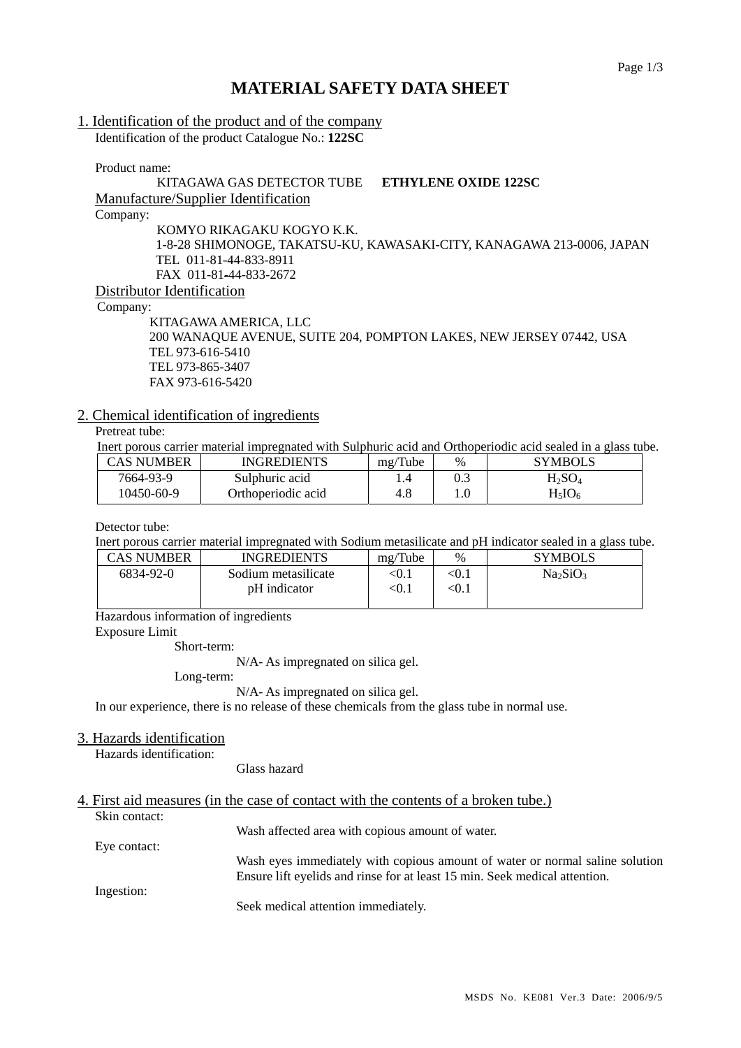# MATERIAL SAFETY DATA SHEET

## 1. Identification of the product and of the company

Identification of the product Catalogue No.: **122SC**

Product name:

KITAGAWA GAS DETECTOR TUBE **ETHYLENE OXIDE 122SC**

### Manufacture/Supplier Identification

Company:

KOMYO RIKAGAKU KOGYO K.K.
1-8-28 SHIMONOGE, TAKATSU-KU, KAWASAKI-CITY, KANAGAWA 213-0006, JAPAN
TEL 011-81-44-833-8911
FAX 011-81-44-833-2672

### Distributor Identification

Company:

KITAGAWA AMERICA, LLC
200 WANAQUE AVENUE, SUITE 204, POMPTON LAKES, NEW JERSEY 07442, USA
TEL 973-616-5410
TEL 973-865-3407
FAX 973-616-5420

## 2. Chemical identification of ingredients

Pretreat tube:

Inert porous carrier material impregnated with Sulphuric acid and Orthoperiodic acid sealed in a glass tube.

| CAS NUMBER | INGREDIENTS | mg/Tube | % | SYMBOLS |
|---|---|---|---|---|
| 7664-93-9 | Sulphuric acid | 1.4 | 0.3 | $H_2SO_4$ |
| 10450-60-9 | Orthoperiodic acid | 4.8 | 1.0 | $H_5IO_6$ |

Detector tube:

Inert porous carrier material impregnated with Sodium metasilicate and pH indicator sealed in a glass tube.

| CAS NUMBER | INGREDIENTS | mg/Tube | % | SYMBOLS |
|---|---|---|---|---|
| 6834-92-0 | Sodium metasilicate | <0.1 | <0.1 | $Na_2SiO_3$ |
| | pH indicator | <0.1 | <0.1 | |

Hazardous information of ingredients

Exposure Limit

Short-term:

N/A- As impregnated on silica gel.

Long-term:

N/A- As impregnated on silica gel.

In our experience, there is no release of these chemicals from the glass tube in normal use.

## 3. Hazards identification

Hazards identification:

Glass hazard

## 4. First aid measures (in the case of contact with the contents of a broken tube.)

Skin contact:

Wash affected area with copious amount of water.

Eye contact:

Wash eyes immediately with copious amount of water or normal saline solution Ensure lift eyelids and rinse for at least 15 min. Seek medical attention.

Ingestion:

Seek medical attention immediately.

MSDS No. KE081 Ver.3 Date: 2006/9/5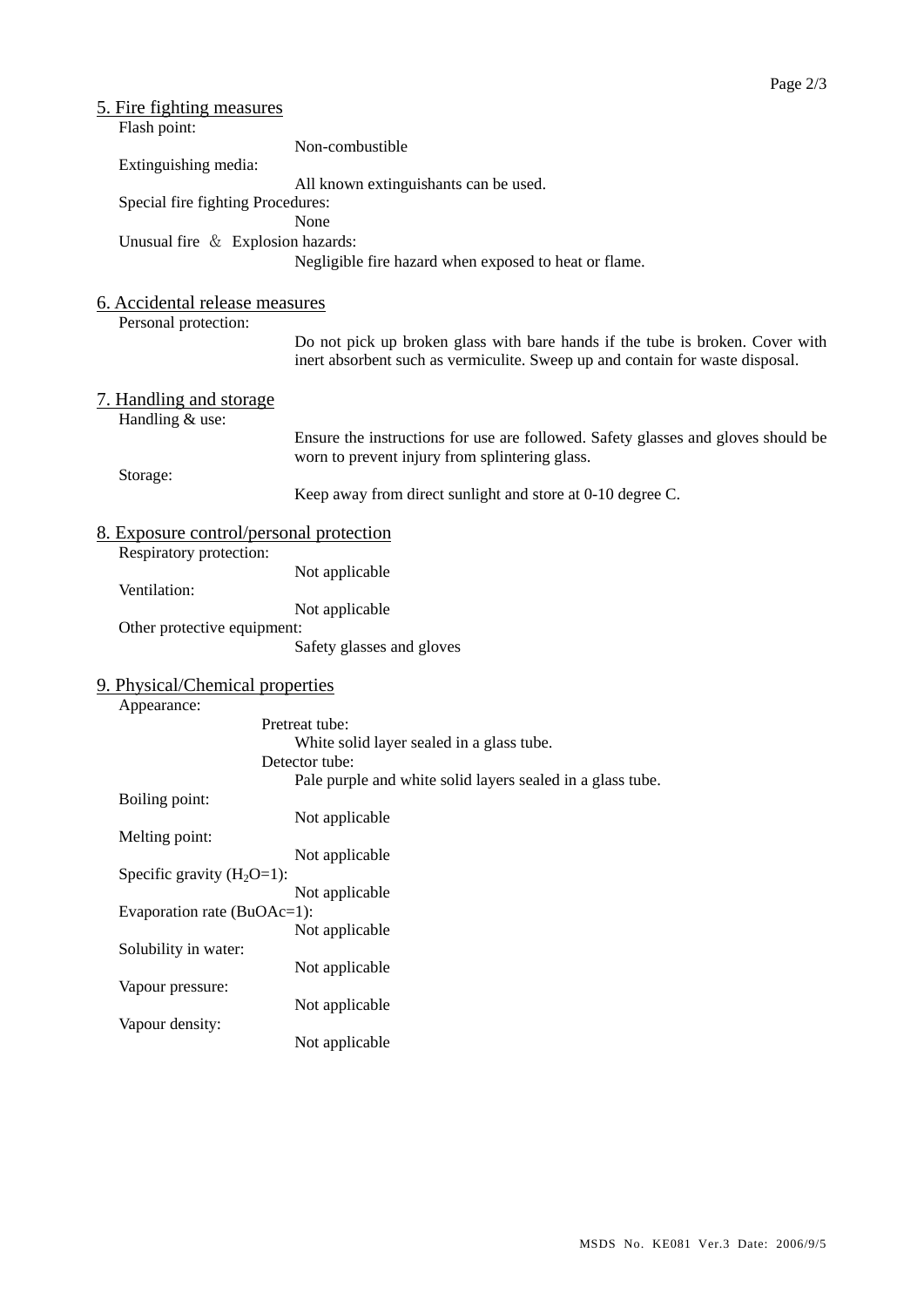## 5. Fire fighting measures

Flash point:

Non-combustible

Extinguishing media:

All known extinguishants can be used.

Special fire fighting Procedures:

None

Unusual fire ＆ Explosion hazards:

Negligible fire hazard when exposed to heat or flame.

## 6. Accidental release measures

Personal protection:

Do not pick up broken glass with bare hands if the tube is broken. Cover with inert absorbent such as vermiculite. Sweep up and contain for waste disposal.

## 7. Handling and storage

Handling & use:

Ensure the instructions for use are followed. Safety glasses and gloves should be worn to prevent injury from splintering glass.

Storage:

Keep away from direct sunlight and store at 0-10 degree C.

## 8. Exposure control/personal protection

Respiratory protection:

Not applicable

Ventilation:

Not applicable

Other protective equipment:

Safety glasses and gloves

## 9. Physical/Chemical properties

Appearance:

Pretreat tube:

White solid layer sealed in a glass tube.

Detector tube:

Pale purple and white solid layers sealed in a glass tube.

Boiling point:

Not applicable

Melting point:

Not applicable

Specific gravity ($H_2O$=1):

Not applicable

Evaporation rate (BuOAc=1):

Not applicable

Solubility in water:

Not applicable

Vapour pressure:

Not applicable

Vapour density:

Not applicable

MSDS No. KE081 Ver.3 Date: 2006/9/5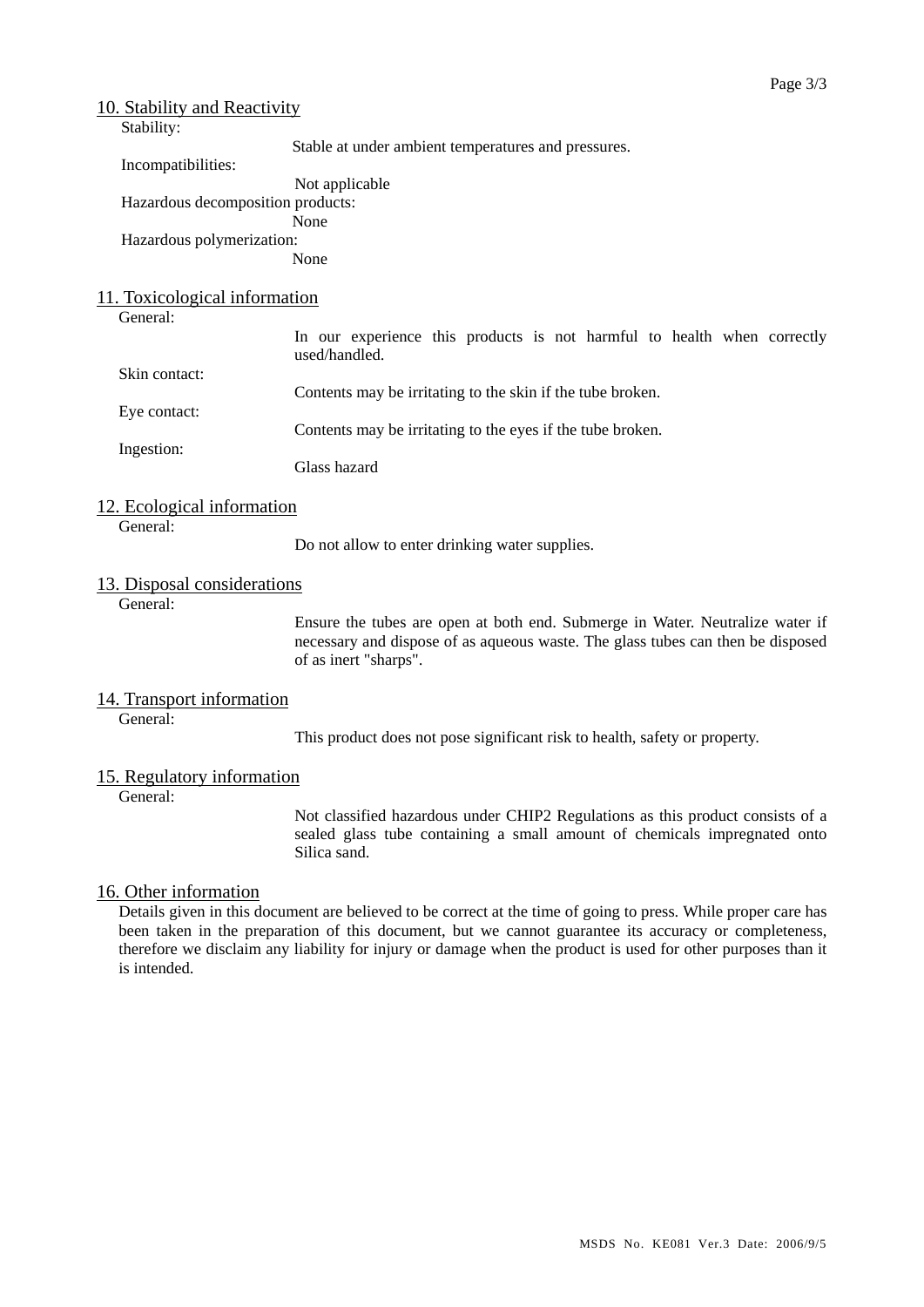## 10. Stability and Reactivity

Stability:

Stable at under ambient temperatures and pressures.

Incompatibilities:

Not applicable

Hazardous decomposition products:

None

Hazardous polymerization:

None

## 11. Toxicological information

General:

In our experience this products is not harmful to health when correctly used/handled.

Skin contact:

Contents may be irritating to the skin if the tube broken.

Eye contact:

Contents may be irritating to the eyes if the tube broken.

Ingestion:

Glass hazard

## 12. Ecological information

General:

Do not allow to enter drinking water supplies.

## 13. Disposal considerations

General:

Ensure the tubes are open at both end. Submerge in Water. Neutralize water if necessary and dispose of as aqueous waste. The glass tubes can then be disposed of as inert "sharps".

## 14. Transport information

General:

This product does not pose significant risk to health, safety or property.

## 15. Regulatory information

General:

Not classified hazardous under CHIP2 Regulations as this product consists of a sealed glass tube containing a small amount of chemicals impregnated onto Silica sand.

## 16. Other information

Details given in this document are believed to be correct at the time of going to press. While proper care has been taken in the preparation of this document, but we cannot guarantee its accuracy or completeness, therefore we disclaim any liability for injury or damage when the product is used for other purposes than it is intended.

MSDS No. KE081 Ver.3 Date: 2006/9/5